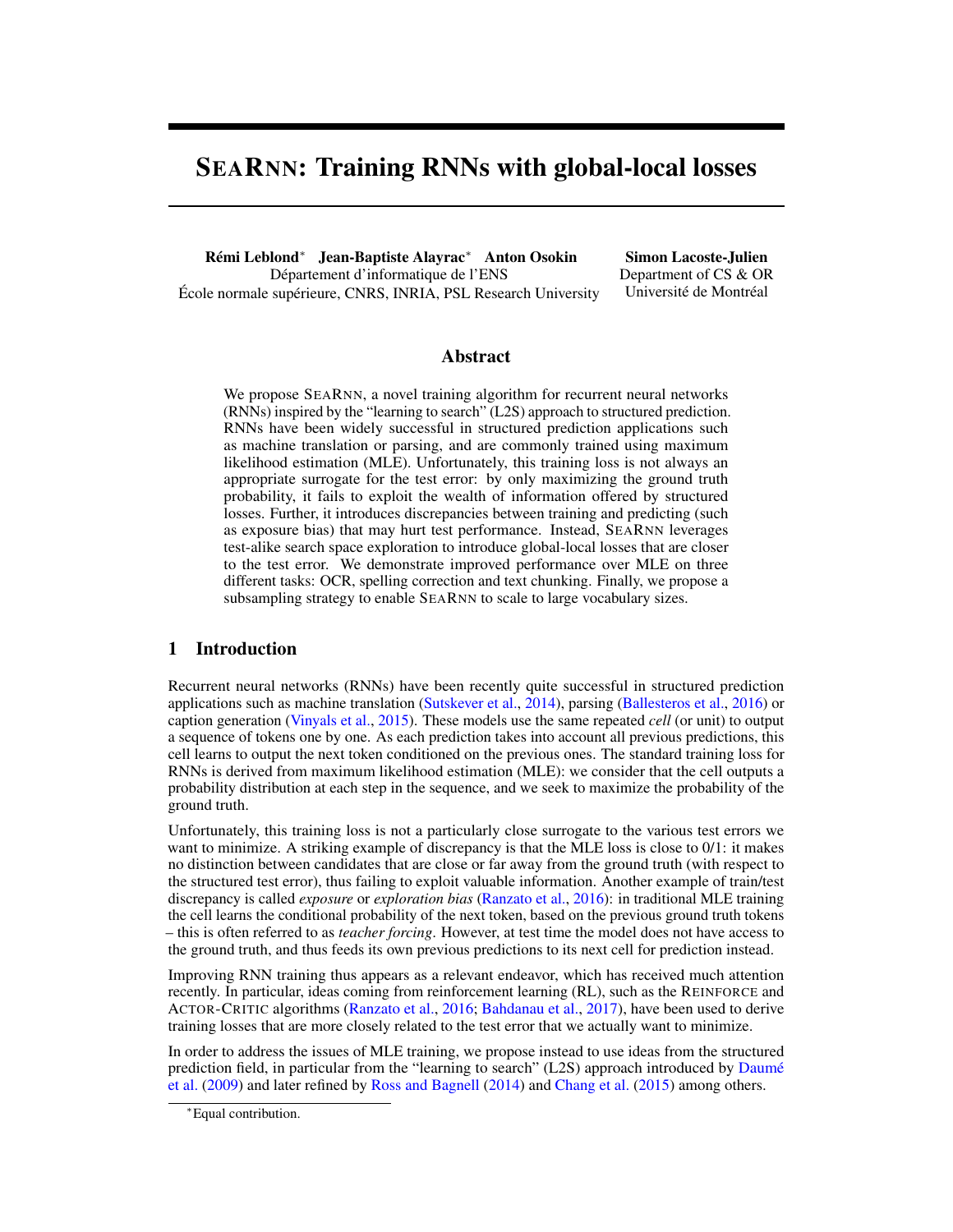# SEARNN: Training RNNs with global-local losses

**Rémi Leblond*** **Jean-Baptiste Alayrac*** **Anton Osokin**
Département d'informatique de l'ENS
École normale supérieure, CNRS, INRIA, PSL Research University

**Simon Lacoste-Julien**
Department of CS & OR
Université de Montréal

## Abstract

We propose SEARNN, a novel training algorithm for recurrent neural networks (RNNs) inspired by the "learning to search" (L2S) approach to structured prediction. RNNs have been widely successful in structured prediction applications such as machine translation or parsing, and are commonly trained using maximum likelihood estimation (MLE). Unfortunately, this training loss is not always an appropriate surrogate for the test error: by only maximizing the ground truth probability, it fails to exploit the wealth of information offered by structured losses. Further, it introduces discrepancies between training and predicting (such as exposure bias) that may hurt test performance. Instead, SEARNN leverages test-alike search space exploration to introduce global-local losses that are closer to the test error. We demonstrate improved performance over MLE on three different tasks: OCR, spelling correction and text chunking. Finally, we propose a subsampling strategy to enable SEARNN to scale to large vocabulary sizes.

## 1 Introduction

Recurrent neural networks (RNNs) have been recently quite successful in structured prediction applications such as machine translation (Sutskever et al., 2014), parsing (Ballesteros et al., 2016) or caption generation (Vinyals et al., 2015). These models use the same repeated *cell* (or unit) to output a sequence of tokens one by one. As each prediction takes into account all previous predictions, this cell learns to output the next token conditioned on the previous ones. The standard training loss for RNNs is derived from maximum likelihood estimation (MLE): we consider that the cell outputs a probability distribution at each step in the sequence, and we seek to maximize the probability of the ground truth.

Unfortunately, this training loss is not a particularly close surrogate to the various test errors we want to minimize. A striking example of discrepancy is that the MLE loss is close to 0/1: it makes no distinction between candidates that are close or far away from the ground truth (with respect to the structured test error), thus failing to exploit valuable information. Another example of train/test discrepancy is called *exposure* or *exploration bias* (Ranzato et al., 2016): in traditional MLE training the cell learns the conditional probability of the next token, based on the previous ground truth tokens – this is often referred to as *teacher forcing*. However, at test time the model does not have access to the ground truth, and thus feeds its own previous predictions to its next cell for prediction instead.

Improving RNN training thus appears as a relevant endeavor, which has received much attention recently. In particular, ideas coming from reinforcement learning (RL), such as the REINFORCE and ACTOR-CRITIC algorithms (Ranzato et al., 2016; Bahdanau et al., 2017), have been used to derive training losses that are more closely related to the test error that we actually want to minimize.

In order to address the issues of MLE training, we propose instead to use ideas from the structured prediction field, in particular from the "learning to search" (L2S) approach introduced by Daumé et al. (2009) and later refined by Ross and Bagnell (2014) and Chang et al. (2015) among others.

*Equal contribution.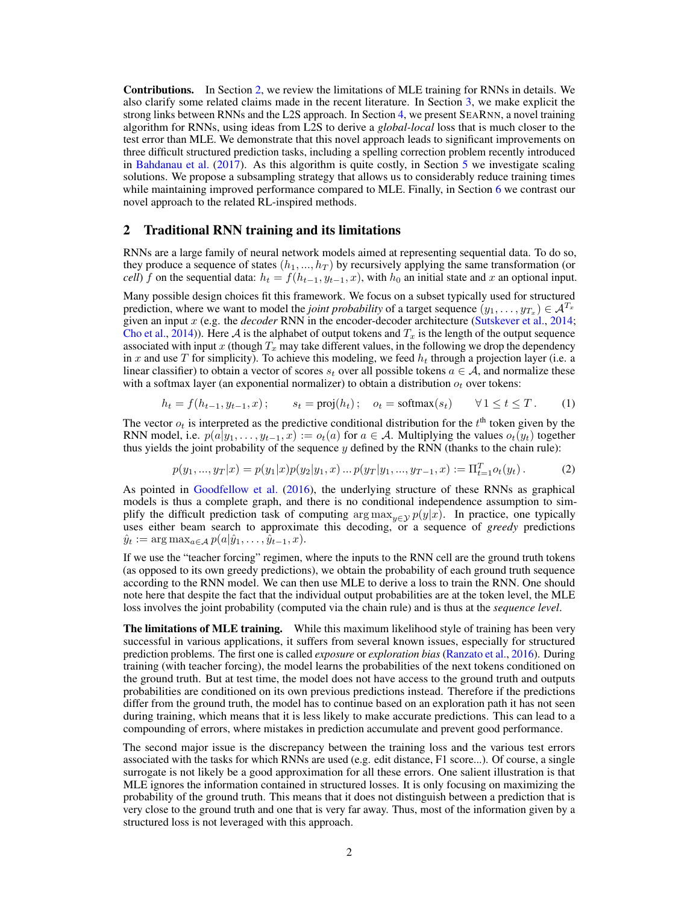**Contributions.** In Section 2, we review the limitations of MLE training for RNNs in details. We also clarify some related claims made in the recent literature. In Section 3, we make explicit the strong links between RNNs and the L2S approach. In Section 4, we present SEARNN, a novel training algorithm for RNNs, using ideas from L2S to derive a *global-local* loss that is much closer to the test error than MLE. We demonstrate that this novel approach leads to significant improvements on three difficult structured prediction tasks, including a spelling correction problem recently introduced in Bahdanau et al. (2017). As this algorithm is quite costly, in Section 5 we investigate scaling solutions. We propose a subsampling strategy that allows us to considerably reduce training times while maintaining improved performance compared to MLE. Finally, in Section 6 we contrast our novel approach to the related RL-inspired methods.

## 2 Traditional RNN training and its limitations

RNNs are a large family of neural network models aimed at representing sequential data. To do so, they produce a sequence of states $(h_1, ..., h_T)$ by recursively applying the same transformation (or *cell*) $f$ on the sequential data: $h_t = f(h_{t-1}, y_{t-1}, x)$, with $h_0$ an initial state and $x$ an optional input.

Many possible design choices fit this framework. We focus on a subset typically used for structured prediction, where we want to model the *joint probability* of a target sequence $(y_1, \ldots, y_{T_x}) \in \mathcal{A}^{T_x}$ given an input $x$ (e.g. the *decoder* RNN in the encoder-decoder architecture (Sutskever et al., 2014; Cho et al., 2014)). Here $\mathcal{A}$ is the alphabet of output tokens and $T_x$ is the length of the output sequence associated with input $x$ (though $T_x$ may take different values, in the following we drop the dependency in $x$ and use $T$ for simplicity). To achieve this modeling, we feed $h_t$ through a projection layer (i.e. a linear classifier) to obtain a vector of scores $s_t$ over all possible tokens $a \in \mathcal{A}$, and normalize these with a softmax layer (an exponential normalizer) to obtain a distribution $o_t$ over tokens:

$$h_t = f(h_{t-1}, y_{t-1}, x)\,; \qquad s_t = \text{proj}(h_t)\,; \quad o_t = \text{softmax}(s_t) \qquad \forall\, 1 \leq t \leq T\,. \tag{1}$$

The vector $o_t$ is interpreted as the predictive conditional distribution for the $t^{\text{th}}$ token given by the RNN model, i.e. $p(a|y_1, \ldots, y_{t-1}, x) := o_t(a)$ for $a \in \mathcal{A}$. Multiplying the values $o_t(y_t)$ together thus yields the joint probability of the sequence $y$ defined by the RNN (thanks to the chain rule):

$$p(y_1, ..., y_T|x) = p(y_1|x)p(y_2|y_1, x) \ldots p(y_T|y_1, ..., y_{T-1}, x) := \Pi_{t=1}^{T} o_t(y_t)\,. \tag{2}$$

As pointed in Goodfellow et al. (2016), the underlying structure of these RNNs as graphical models is thus a complete graph, and there is no conditional independence assumption to simplify the difficult prediction task of computing $\arg\max_{y \in \mathcal{Y}} p(y|x)$. In practice, one typically uses either beam search to approximate this decoding, or a sequence of *greedy* predictions $\hat{y}_t := \arg\max_{a \in \mathcal{A}} p(a|\hat{y}_1, \ldots, \hat{y}_{t-1}, x)$.

If we use the "teacher forcing" regimen, where the inputs to the RNN cell are the ground truth tokens (as opposed to its own greedy predictions), we obtain the probability of each ground truth sequence according to the RNN model. We can then use MLE to derive a loss to train the RNN. One should note here that despite the fact that the individual output probabilities are at the token level, the MLE loss involves the joint probability (computed via the chain rule) and is thus at the *sequence level*.

**The limitations of MLE training.** While this maximum likelihood style of training has been very successful in various applications, it suffers from several known issues, especially for structured prediction problems. The first one is called *exposure* or *exploration bias* (Ranzato et al., 2016). During training (with teacher forcing), the model learns the probabilities of the next tokens conditioned on the ground truth. But at test time, the model does not have access to the ground truth and outputs probabilities are conditioned on its own previous predictions instead. Therefore if the predictions differ from the ground truth, the model has to continue based on an exploration path it has not seen during training, which means that it is less likely to make accurate predictions. This can lead to a compounding of errors, where mistakes in prediction accumulate and prevent good performance.

The second major issue is the discrepancy between the training loss and the various test errors associated with the tasks for which RNNs are used (e.g. edit distance, F1 score...). Of course, a single surrogate is not likely be a good approximation for all these errors. One salient illustration is that MLE ignores the information contained in structured losses. It is only focusing on maximizing the probability of the ground truth. This means that it does not distinguish between a prediction that is very close to the ground truth and one that is very far away. Thus, most of the information given by a structured loss is not leveraged with this approach.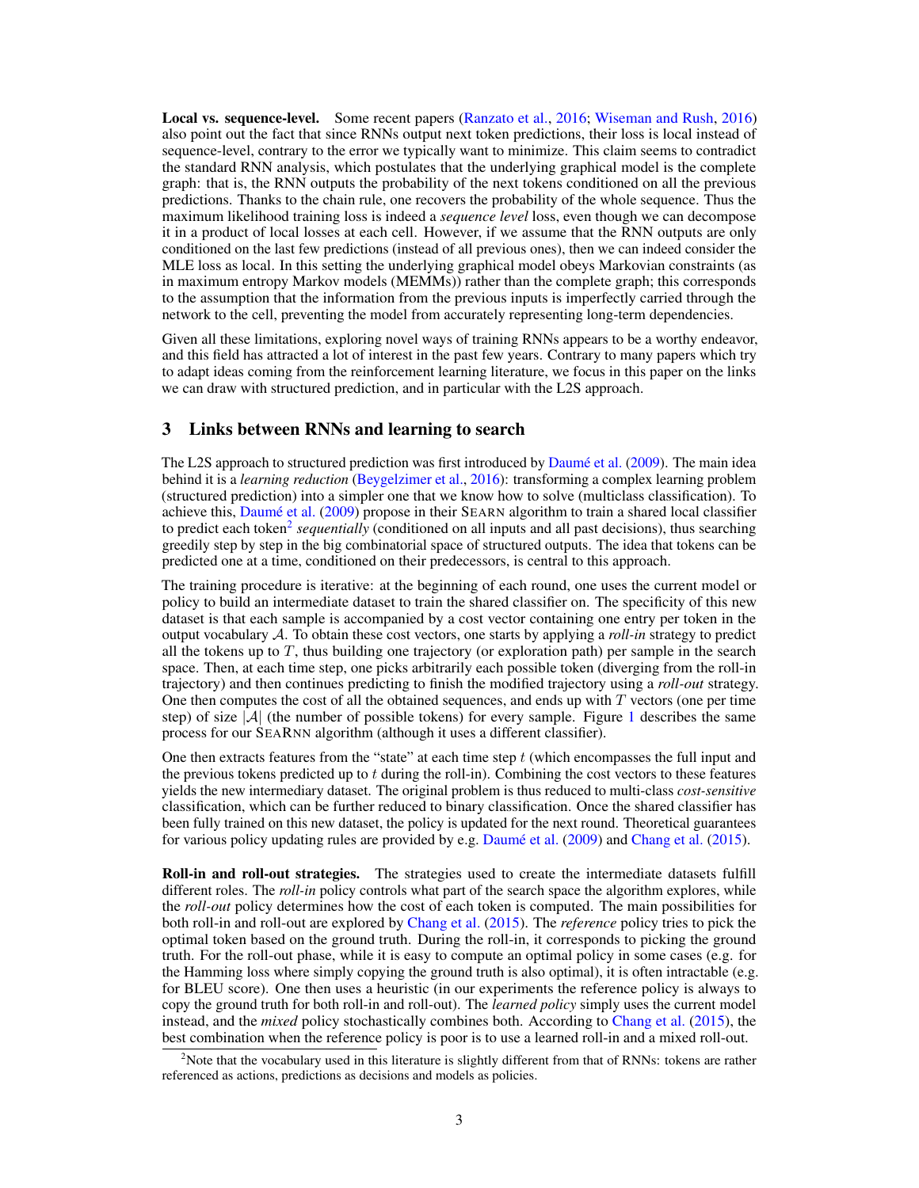**Local vs. sequence-level.** Some recent papers (Ranzato et al., 2016; Wiseman and Rush, 2016) also point out the fact that since RNNs output next token predictions, their loss is local instead of sequence-level, contrary to the error we typically want to minimize. This claim seems to contradict the standard RNN analysis, which postulates that the underlying graphical model is the complete graph: that is, the RNN outputs the probability of the next tokens conditioned on all the previous predictions. Thanks to the chain rule, one recovers the probability of the whole sequence. Thus the maximum likelihood training loss is indeed a *sequence level* loss, even though we can decompose it in a product of local losses at each cell. However, if we assume that the RNN outputs are only conditioned on the last few predictions (instead of all previous ones), then we can indeed consider the MLE loss as local. In this setting the underlying graphical model obeys Markovian constraints (as in maximum entropy Markov models (MEMMs)) rather than the complete graph; this corresponds to the assumption that the information from the previous inputs is imperfectly carried through the network to the cell, preventing the model from accurately representing long-term dependencies.

Given all these limitations, exploring novel ways of training RNNs appears to be a worthy endeavor, and this field has attracted a lot of interest in the past few years. Contrary to many papers which try to adapt ideas coming from the reinforcement learning literature, we focus in this paper on the links we can draw with structured prediction, and in particular with the L2S approach.

## 3 Links between RNNs and learning to search

The L2S approach to structured prediction was first introduced by Daumé et al. (2009). The main idea behind it is a *learning reduction* (Beygelzimer et al., 2016): transforming a complex learning problem (structured prediction) into a simpler one that we know how to solve (multiclass classification). To achieve this, Daumé et al. (2009) propose in their SEARN algorithm to train a shared local classifier to predict each token[2] *sequentially* (conditioned on all inputs and all past decisions), thus searching greedily step by step in the big combinatorial space of structured outputs. The idea that tokens can be predicted one at a time, conditioned on their predecessors, is central to this approach.

The training procedure is iterative: at the beginning of each round, one uses the current model or policy to build an intermediate dataset to train the shared classifier on. The specificity of this new dataset is that each sample is accompanied by a cost vector containing one entry per token in the output vocabulary $\mathcal{A}$. To obtain these cost vectors, one starts by applying a *roll-in* strategy to predict all the tokens up to $T$, thus building one trajectory (or exploration path) per sample in the search space. Then, at each time step, one picks arbitrarily each possible token (diverging from the roll-in trajectory) and then continues predicting to finish the modified trajectory using a *roll-out* strategy. One then computes the cost of all the obtained sequences, and ends up with $T$ vectors (one per time step) of size $|\mathcal{A}|$ (the number of possible tokens) for every sample. Figure 1 describes the same process for our SEARNN algorithm (although it uses a different classifier).

One then extracts features from the "state" at each time step $t$ (which encompasses the full input and the previous tokens predicted up to $t$ during the roll-in). Combining the cost vectors to these features yields the new intermediary dataset. The original problem is thus reduced to multi-class *cost-sensitive* classification, which can be further reduced to binary classification. Once the shared classifier has been fully trained on this new dataset, the policy is updated for the next round. Theoretical guarantees for various policy updating rules are provided by e.g. Daumé et al. (2009) and Chang et al. (2015).

**Roll-in and roll-out strategies.** The strategies used to create the intermediate datasets fulfill different roles. The *roll-in* policy controls what part of the search space the algorithm explores, while the *roll-out* policy determines how the cost of each token is computed. The main possibilities for both roll-in and roll-out are explored by Chang et al. (2015). The *reference* policy tries to pick the optimal token based on the ground truth. During the roll-in, it corresponds to picking the ground truth. For the roll-out phase, while it is easy to compute an optimal policy in some cases (e.g. for the Hamming loss where simply copying the ground truth is also optimal), it is often intractable (e.g. for BLEU score). One then uses a heuristic (in our experiments the reference policy is always to copy the ground truth for both roll-in and roll-out). The *learned policy* simply uses the current model instead, and the *mixed* policy stochastically combines both. According to Chang et al. (2015), the best combination when the reference policy is poor is to use a learned roll-in and a mixed roll-out.

[2]Note that the vocabulary used in this literature is slightly different from that of RNNs: tokens are rather referenced as actions, predictions as decisions and models as policies.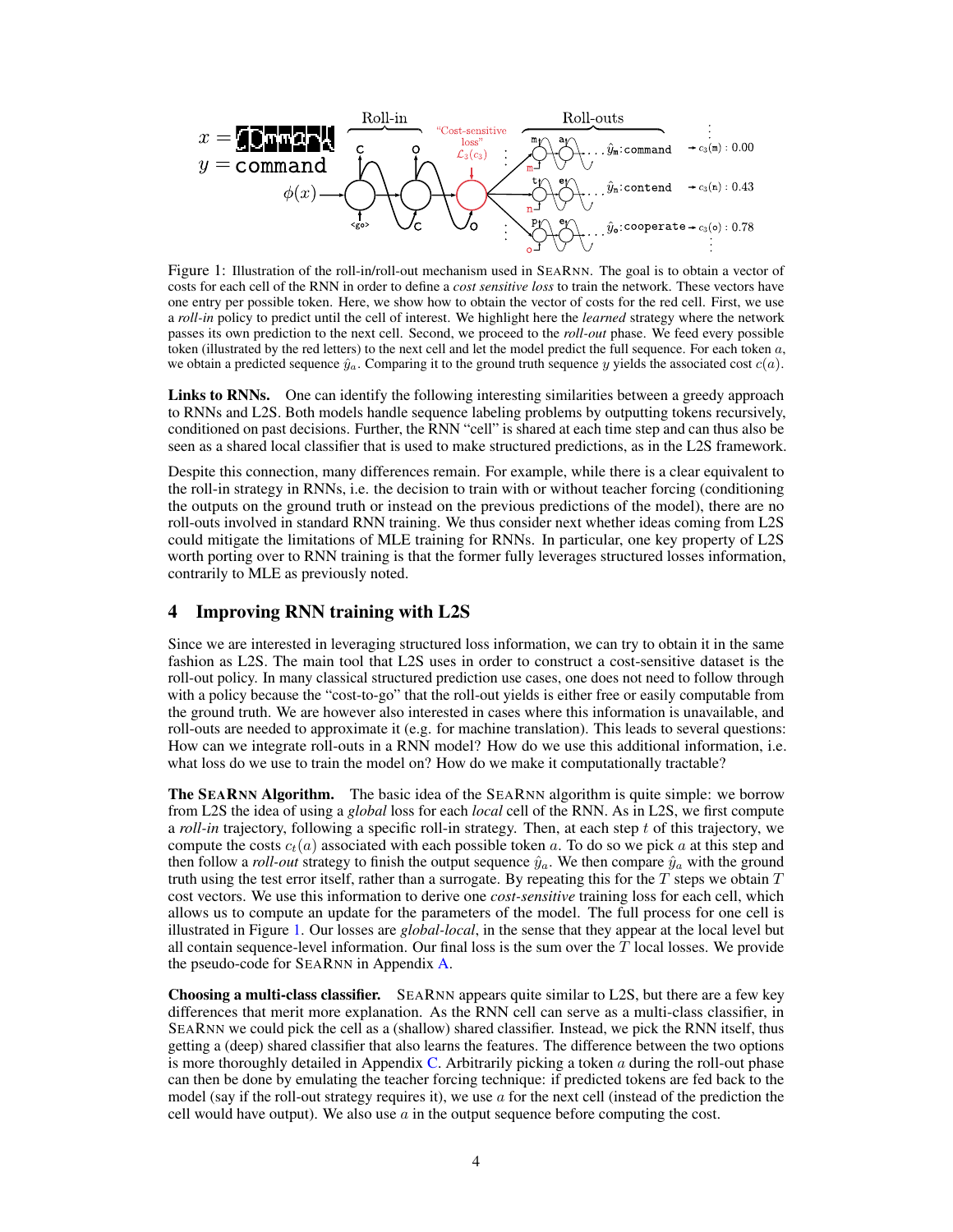Figure 1: Illustration of the roll-in/roll-out mechanism used in SEARNN. The goal is to obtain a vector of costs for each cell of the RNN in order to define a *cost sensitive loss* to train the network. These vectors have one entry per possible token. Here, we show how to obtain the vector of costs for the red cell. First, we use a *roll-in* policy to predict until the cell of interest. We highlight here the *learned* strategy where the network passes its own prediction to the next cell. Second, we proceed to the *roll-out* phase. We feed every possible token (illustrated by the red letters) to the next cell and let the model predict the full sequence. For each token $a$, we obtain a predicted sequence $\hat{y}_a$. Comparing it to the ground truth sequence $y$ yields the associated cost $c(a)$.

**Links to RNNs.** One can identify the following interesting similarities between a greedy approach to RNNs and L2S. Both models handle sequence labeling problems by outputting tokens recursively, conditioned on past decisions. Further, the RNN "cell" is shared at each time step and can thus also be seen as a shared local classifier that is used to make structured predictions, as in the L2S framework.

Despite this connection, many differences remain. For example, while there is a clear equivalent to the roll-in strategy in RNNs, i.e. the decision to train with or without teacher forcing (conditioning the outputs on the ground truth or instead on the previous predictions of the model), there are no roll-outs involved in standard RNN training. We thus consider next whether ideas coming from L2S could mitigate the limitations of MLE training for RNNs. In particular, one key property of L2S worth porting over to RNN training is that the former fully leverages structured losses information, contrarily to MLE as previously noted.

## 4 Improving RNN training with L2S

Since we are interested in leveraging structured loss information, we can try to obtain it in the same fashion as L2S. The main tool that L2S uses in order to construct a cost-sensitive dataset is the roll-out policy. In many classical structured prediction use cases, one does not need to follow through with a policy because the "cost-to-go" that the roll-out yields is either free or easily computable from the ground truth. We are however also interested in cases where this information is unavailable, and roll-outs are needed to approximate it (e.g. for machine translation). This leads to several questions: How can we integrate roll-outs in a RNN model? How do we use this additional information, i.e. what loss do we use to train the model on? How do we make it computationally tractable?

**The SEARNN Algorithm.** The basic idea of the SEARNN algorithm is quite simple: we borrow from L2S the idea of using a *global* loss for each *local* cell of the RNN. As in L2S, we first compute a *roll-in* trajectory, following a specific roll-in strategy. Then, at each step $t$ of this trajectory, we compute the costs $c_t(a)$ associated with each possible token $a$. To do so we pick $a$ at this step and then follow a *roll-out* strategy to finish the output sequence $\hat{y}_a$. We then compare $\hat{y}_a$ with the ground truth using the test error itself, rather than a surrogate. By repeating this for the $T$ steps we obtain $T$ cost vectors. We use this information to derive one *cost-sensitive* training loss for each cell, which allows us to compute an update for the parameters of the model. The full process for one cell is illustrated in Figure 1. Our losses are *global-local*, in the sense that they appear at the local level but all contain sequence-level information. Our final loss is the sum over the $T$ local losses. We provide the pseudo-code for SEARNN in Appendix A.

**Choosing a multi-class classifier.** SEARNN appears quite similar to L2S, but there are a few key differences that merit more explanation. As the RNN cell can serve as a multi-class classifier, in SEARNN we could pick the cell as a (shallow) shared classifier. Instead, we pick the RNN itself, thus getting a (deep) shared classifier that also learns the features. The difference between the two options is more thoroughly detailed in Appendix C. Arbitrarily picking a token $a$ during the roll-out phase can then be done by emulating the teacher forcing technique: if predicted tokens are fed back to the model (say if the roll-out strategy requires it), we use $a$ for the next cell (instead of the prediction the cell would have output). We also use $a$ in the output sequence before computing the cost.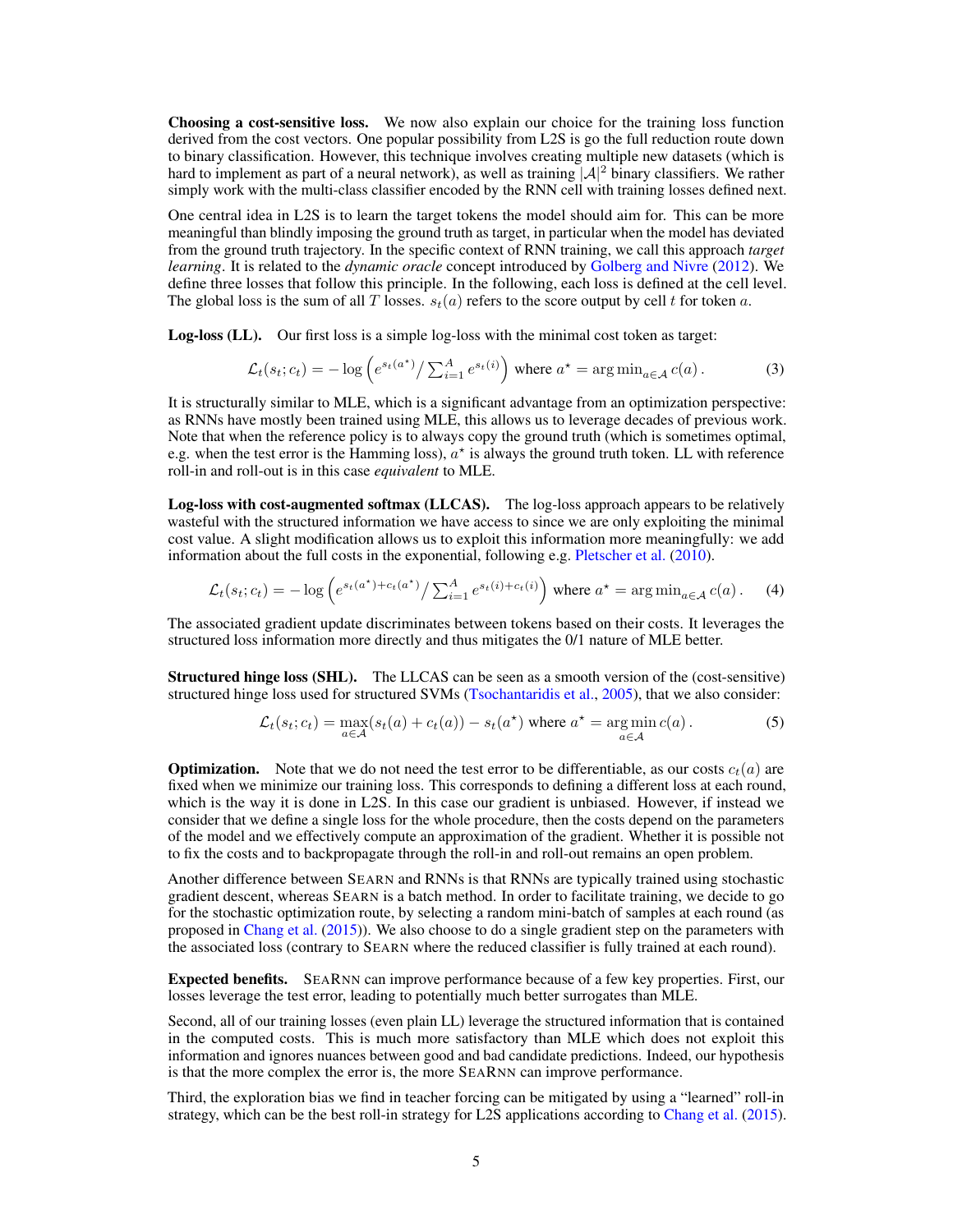**Choosing a cost-sensitive loss.** We now also explain our choice for the training loss function derived from the cost vectors. One popular possibility from L2S is go the full reduction route down to binary classification. However, this technique involves creating multiple new datasets (which is hard to implement as part of a neural network), as well as training $|\mathcal{A}|^2$ binary classifiers. We rather simply work with the multi-class classifier encoded by the RNN cell with training losses defined next.

One central idea in L2S is to learn the target tokens the model should aim for. This can be more meaningful than blindly imposing the ground truth as target, in particular when the model has deviated from the ground truth trajectory. In the specific context of RNN training, we call this approach *target learning*. It is related to the *dynamic oracle* concept introduced by Golberg and Nivre (2012). We define three losses that follow this principle. In the following, each loss is defined at the cell level. The global loss is the sum of all $T$ losses. $s_t(a)$ refers to the score output by cell $t$ for token $a$.

**Log-loss (LL).** Our first loss is a simple log-loss with the minimal cost token as target:

$$\mathcal{L}_t(s_t; c_t) = -\log\left(e^{s_t(a^\star)} \big/ \textstyle\sum_{i=1}^{A} e^{s_t(i)}\right) \text{ where } a^\star = \arg\min_{a \in \mathcal{A}} c(a)\,. \tag{3}$$

It is structurally similar to MLE, which is a significant advantage from an optimization perspective: as RNNs have mostly been trained using MLE, this allows us to leverage decades of previous work. Note that when the reference policy is to always copy the ground truth (which is sometimes optimal, e.g. when the test error is the Hamming loss), $a^\star$ is always the ground truth token. LL with reference roll-in and roll-out is in this case *equivalent* to MLE.

**Log-loss with cost-augmented softmax (LLCAS).** The log-loss approach appears to be relatively wasteful with the structured information we have access to since we are only exploiting the minimal cost value. A slight modification allows us to exploit this information more meaningfully: we add information about the full costs in the exponential, following e.g. Pletscher et al. (2010).

$$\mathcal{L}_t(s_t; c_t) = -\log\left(e^{s_t(a^\star)+c_t(a^\star)} \big/ \textstyle\sum_{i=1}^{A} e^{s_t(i)+c_t(i)}\right) \text{ where } a^\star = \arg\min_{a \in \mathcal{A}} c(a)\,. \tag{4}$$

The associated gradient update discriminates between tokens based on their costs. It leverages the structured loss information more directly and thus mitigates the 0/1 nature of MLE better.

**Structured hinge loss (SHL).** The LLCAS can be seen as a smooth version of the (cost-sensitive) structured hinge loss used for structured SVMs (Tsochantaridis et al., 2005), that we also consider:

$$\mathcal{L}_t(s_t; c_t) = \max_{a \in \mathcal{A}}(s_t(a) + c_t(a)) - s_t(a^\star) \text{ where } a^\star = \arg\min_{a \in \mathcal{A}} c(a)\,. \tag{5}$$

**Optimization.** Note that we do not need the test error to be differentiable, as our costs $c_t(a)$ are fixed when we minimize our training loss. This corresponds to defining a different loss at each round, which is the way it is done in L2S. In this case our gradient is unbiased. However, if instead we consider that we define a single loss for the whole procedure, then the costs depend on the parameters of the model and we effectively compute an approximation of the gradient. Whether it is possible not to fix the costs and to backpropagate through the roll-in and roll-out remains an open problem.

Another difference between SEARN and RNNs is that RNNs are typically trained using stochastic gradient descent, whereas SEARN is a batch method. In order to facilitate training, we decide to go for the stochastic optimization route, by selecting a random mini-batch of samples at each round (as proposed in Chang et al. (2015)). We also choose to do a single gradient step on the parameters with the associated loss (contrary to SEARN where the reduced classifier is fully trained at each round).

**Expected benefits.** SEARNN can improve performance because of a few key properties. First, our losses leverage the test error, leading to potentially much better surrogates than MLE.

Second, all of our training losses (even plain LL) leverage the structured information that is contained in the computed costs. This is much more satisfactory than MLE which does not exploit this information and ignores nuances between good and bad candidate predictions. Indeed, our hypothesis is that the more complex the error is, the more SEARNN can improve performance.

Third, the exploration bias we find in teacher forcing can be mitigated by using a "learned" roll-in strategy, which can be the best roll-in strategy for L2S applications according to Chang et al. (2015).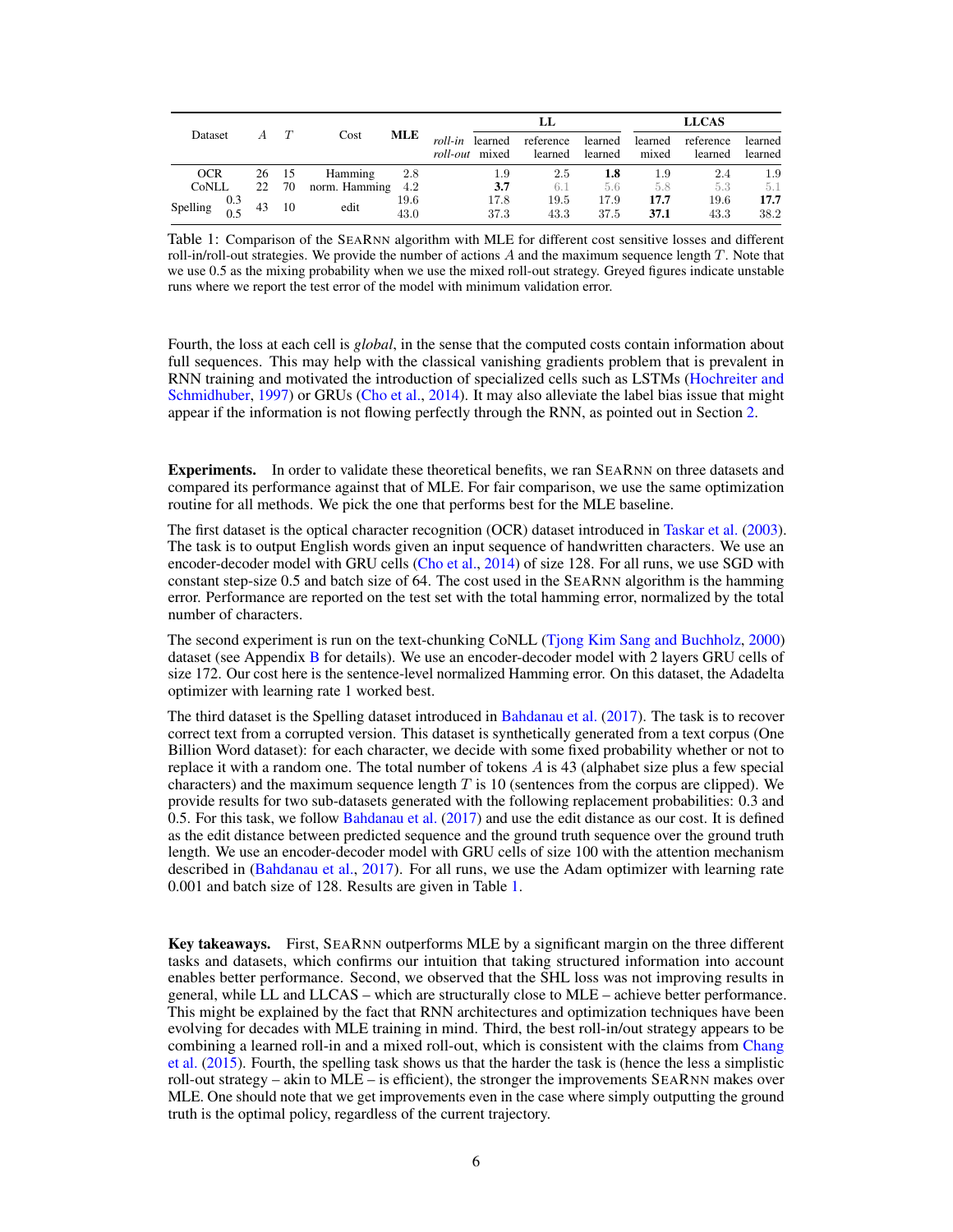| Dataset | | $A$ | $T$ | Cost | **MLE** | *roll-in* / *roll-out* | **LL** | | | **LLCAS** | | |
|---|---|---|---|---|---|---|---|---|---|---|---|---|
| | | | | | | *roll-in* | learned | reference | learned | learned | reference | learned |
| | | | | | | *roll-out* | mixed | learned | learned | mixed | learned | learned |
| OCR | | 26 | 15 | Hamming | 2.8 | | 1.9 | 2.5 | **1.8** | 1.9 | 2.4 | 1.9 |
| CoNLL | | 22 | 70 | norm. Hamming | 4.2 | | **3.7** | 6.1 | 5.6 | 5.8 | 5.3 | 5.1 |
| Spelling | 0.3 | 43 | 10 | edit | 19.6 | | 17.8 | 19.5 | 17.9 | **17.7** | 19.6 | **17.7** |
| | 0.5 | | | | 43.0 | | 37.3 | 43.3 | 37.5 | **37.1** | 43.3 | 38.2 |

Table 1: Comparison of the SEARNN algorithm with MLE for different cost sensitive losses and different roll-in/roll-out strategies. We provide the number of actions $A$ and the maximum sequence length $T$. Note that we use 0.5 as the mixing probability when we use the mixed roll-out strategy. Greyed figures indicate unstable runs where we report the test error of the model with minimum validation error.

Fourth, the loss at each cell is *global*, in the sense that the computed costs contain information about full sequences. This may help with the classical vanishing gradients problem that is prevalent in RNN training and motivated the introduction of specialized cells such as LSTMs (Hochreiter and Schmidhuber, 1997) or GRUs (Cho et al., 2014). It may also alleviate the label bias issue that might appear if the information is not flowing perfectly through the RNN, as pointed out in Section 2.

**Experiments.** In order to validate these theoretical benefits, we ran SEARNN on three datasets and compared its performance against that of MLE. For fair comparison, we use the same optimization routine for all methods. We pick the one that performs best for the MLE baseline.

The first dataset is the optical character recognition (OCR) dataset introduced in Taskar et al. (2003). The task is to output English words given an input sequence of handwritten characters. We use an encoder-decoder model with GRU cells (Cho et al., 2014) of size 128. For all runs, we use SGD with constant step-size 0.5 and batch size of 64. The cost used in the SEARNN algorithm is the hamming error. Performance are reported on the test set with the total hamming error, normalized by the total number of characters.

The second experiment is run on the text-chunking CoNLL (Tjong Kim Sang and Buchholz, 2000) dataset (see Appendix B for details). We use an encoder-decoder model with 2 layers GRU cells of size 172. Our cost here is the sentence-level normalized Hamming error. On this dataset, the Adadelta optimizer with learning rate 1 worked best.

The third dataset is the Spelling dataset introduced in Bahdanau et al. (2017). The task is to recover correct text from a corrupted version. This dataset is synthetically generated from a text corpus (One Billion Word dataset): for each character, we decide with some fixed probability whether or not to replace it with a random one. The total number of tokens $A$ is 43 (alphabet size plus a few special characters) and the maximum sequence length $T$ is 10 (sentences from the corpus are clipped). We provide results for two sub-datasets generated with the following replacement probabilities: 0.3 and 0.5. For this task, we follow Bahdanau et al. (2017) and use the edit distance as our cost. It is defined as the edit distance between predicted sequence and the ground truth sequence over the ground truth length. We use an encoder-decoder model with GRU cells of size 100 with the attention mechanism described in (Bahdanau et al., 2017). For all runs, we use the Adam optimizer with learning rate 0.001 and batch size of 128. Results are given in Table 1.

**Key takeaways.** First, SEARNN outperforms MLE by a significant margin on the three different tasks and datasets, which confirms our intuition that taking structured information into account enables better performance. Second, we observed that the SHL loss was not improving results in general, while LL and LLCAS – which are structurally close to MLE – achieve better performance. This might be explained by the fact that RNN architectures and optimization techniques have been evolving for decades with MLE training in mind. Third, the best roll-in/out strategy appears to be combining a learned roll-in and a mixed roll-out, which is consistent with the claims from Chang et al. (2015). Fourth, the spelling task shows us that the harder the task is (hence the less a simplistic roll-out strategy – akin to MLE – is efficient), the stronger the improvements SEARNN makes over MLE. One should note that we get improvements even in the case where simply outputting the ground truth is the optimal policy, regardless of the current trajectory.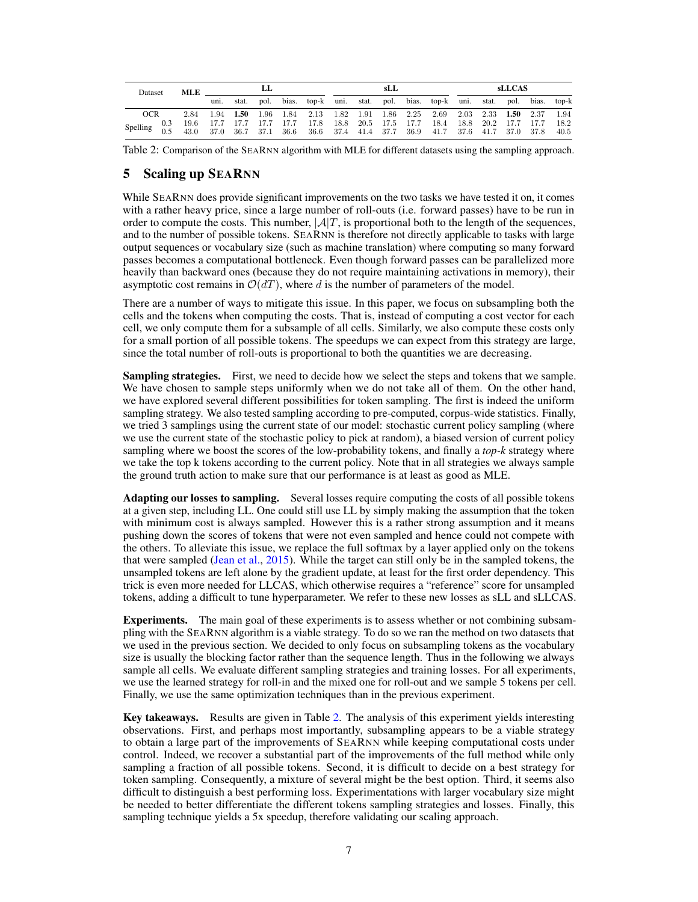| Dataset | | MLE | LL | | | | | sLL | | | | | sLLCAS | | | | |
|---|---|---|---|---|---|---|---|---|---|---|---|---|---|---|---|---|---|
| | | | uni. | stat. | pol. | bias. | top-k | uni. | stat. | pol. | bias. | top-k | uni. | stat. | pol. | bias. | top-k |
| OCR | | 2.84 | 1.94 | **1.50** | 1.96 | 1.84 | 2.13 | 1.82 | 1.91 | 1.86 | 2.25 | 2.69 | 2.03 | 2.33 | **1.50** | 2.37 | 1.94 |
| Spelling | 0.3 | 19.6 | 17.7 | 17.7 | 17.7 | 17.7 | 17.8 | 18.8 | 20.5 | 17.5 | 17.7 | 18.4 | 18.8 | 20.2 | 17.7 | 17.7 | 18.2 |
| | 0.5 | 43.0 | 37.0 | 36.7 | 37.1 | 36.6 | 36.6 | 37.4 | 41.4 | 37.7 | 36.9 | 41.7 | 37.6 | 41.7 | 37.0 | 37.8 | 40.5 |

Table 2: Comparison of the SEARNN algorithm with MLE for different datasets using the sampling approach.

## 5 Scaling up SEARNN

While SEARNN does provide significant improvements on the two tasks we have tested it on, it comes with a rather heavy price, since a large number of roll-outs (i.e. forward passes) have to be run in order to compute the costs. This number, $|\mathcal{A}|T$, is proportional both to the length of the sequences, and to the number of possible tokens. SEARNN is therefore not directly applicable to tasks with large output sequences or vocabulary size (such as machine translation) where computing so many forward passes becomes a computational bottleneck. Even though forward passes can be parallelized more heavily than backward ones (because they do not require maintaining activations in memory), their asymptotic cost remains in $\mathcal{O}(dT)$, where $d$ is the number of parameters of the model.

There are a number of ways to mitigate this issue. In this paper, we focus on subsampling both the cells and the tokens when computing the costs. That is, instead of computing a cost vector for each cell, we only compute them for a subsample of all cells. Similarly, we also compute these costs only for a small portion of all possible tokens. The speedups we can expect from this strategy are large, since the total number of roll-outs is proportional to both the quantities we are decreasing.

**Sampling strategies.** First, we need to decide how we select the steps and tokens that we sample. We have chosen to sample steps uniformly when we do not take all of them. On the other hand, we have explored several different possibilities for token sampling. The first is indeed the uniform sampling strategy. We also tested sampling according to pre-computed, corpus-wide statistics. Finally, we tried 3 samplings using the current state of our model: stochastic current policy sampling (where we use the current state of the stochastic policy to pick at random), a biased version of current policy sampling where we boost the scores of the low-probability tokens, and finally a *top-k* strategy where we take the top k tokens according to the current policy. Note that in all strategies we always sample the ground truth action to make sure that our performance is at least as good as MLE.

**Adapting our losses to sampling.** Several losses require computing the costs of all possible tokens at a given step, including LL. One could still use LL by simply making the assumption that the token with minimum cost is always sampled. However this is a rather strong assumption and it means pushing down the scores of tokens that were not even sampled and hence could not compete with the others. To alleviate this issue, we replace the full softmax by a layer applied only on the tokens that were sampled (Jean et al., 2015). While the target can still only be in the sampled tokens, the unsampled tokens are left alone by the gradient update, at least for the first order dependency. This trick is even more needed for LLCAS, which otherwise requires a "reference" score for unsampled tokens, adding a difficult to tune hyperparameter. We refer to these new losses as sLL and sLLCAS.

**Experiments.** The main goal of these experiments is to assess whether or not combining subsampling with the SEARNN algorithm is a viable strategy. To do so we ran the method on two datasets that we used in the previous section. We decided to only focus on subsampling tokens as the vocabulary size is usually the blocking factor rather than the sequence length. Thus in the following we always sample all cells. We evaluate different sampling strategies and training losses. For all experiments, we use the learned strategy for roll-in and the mixed one for roll-out and we sample 5 tokens per cell. Finally, we use the same optimization techniques than in the previous experiment.

**Key takeaways.** Results are given in Table 2. The analysis of this experiment yields interesting observations. First, and perhaps most importantly, subsampling appears to be a viable strategy to obtain a large part of the improvements of SEARNN while keeping computational costs under control. Indeed, we recover a substantial part of the improvements of the full method while only sampling a fraction of all possible tokens. Second, it is difficult to decide on a best strategy for token sampling. Consequently, a mixture of several might be the best option. Third, it seems also difficult to distinguish a best performing loss. Experimentations with larger vocabulary size might be needed to better differentiate the different tokens sampling strategies and losses. Finally, this sampling technique yields a 5x speedup, therefore validating our scaling approach.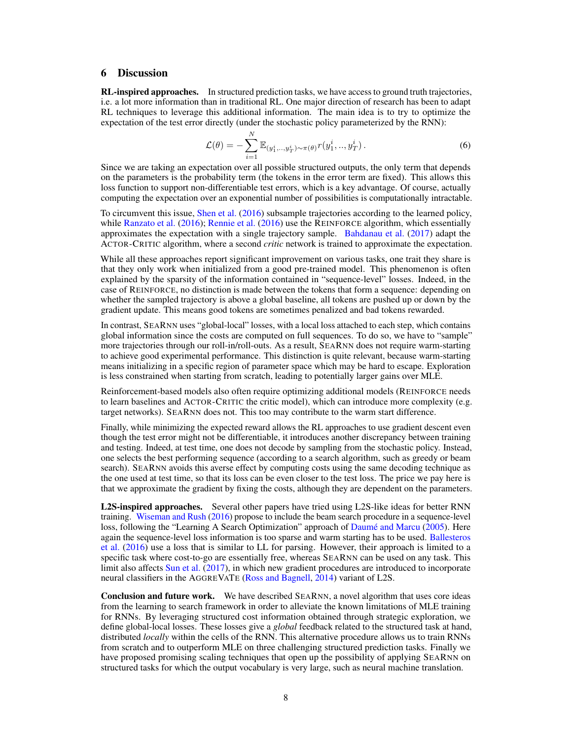## 6 Discussion

**RL-inspired approaches.** In structured prediction tasks, we have access to ground truth trajectories, i.e. a lot more information than in traditional RL. One major direction of research has been to adapt RL techniques to leverage this additional information. The main idea is to try to optimize the expectation of the test error directly (under the stochastic policy parameterized by the RNN):

$$\mathcal{L}(\theta) = -\sum_{i=1}^{N} \mathbb{E}_{(y_1^i,..,y_T^i)\sim\pi(\theta)} r(y_1^i,..,y_T^i)\,. \tag{6}$$

Since we are taking an expectation over all possible structured outputs, the only term that depends on the parameters is the probability term (the tokens in the error term are fixed). This allows this loss function to support non-differentiable test errors, which is a key advantage. Of course, actually computing the expectation over an exponential number of possibilities is computationally intractable.

To circumvent this issue, Shen et al. (2016) subsample trajectories according to the learned policy, while Ranzato et al. (2016); Rennie et al. (2016) use the REINFORCE algorithm, which essentially approximates the expectation with a single trajectory sample. Bahdanau et al. (2017) adapt the ACTOR-CRITIC algorithm, where a second *critic* network is trained to approximate the expectation.

While all these approaches report significant improvement on various tasks, one trait they share is that they only work when initialized from a good pre-trained model. This phenomenon is often explained by the sparsity of the information contained in "sequence-level" losses. Indeed, in the case of REINFORCE, no distinction is made between the tokens that form a sequence: depending on whether the sampled trajectory is above a global baseline, all tokens are pushed up or down by the gradient update. This means good tokens are sometimes penalized and bad tokens rewarded.

In contrast, SEARNN uses "global-local" losses, with a local loss attached to each step, which contains global information since the costs are computed on full sequences. To do so, we have to "sample" more trajectories through our roll-in/roll-outs. As a result, SEARNN does not require warm-starting to achieve good experimental performance. This distinction is quite relevant, because warm-starting means initializing in a specific region of parameter space which may be hard to escape. Exploration is less constrained when starting from scratch, leading to potentially larger gains over MLE.

Reinforcement-based models also often require optimizing additional models (REINFORCE needs to learn baselines and ACTOR-CRITIC the critic model), which can introduce more complexity (e.g. target networks). SEARNN does not. This too may contribute to the warm start difference.

Finally, while minimizing the expected reward allows the RL approaches to use gradient descent even though the test error might not be differentiable, it introduces another discrepancy between training and testing. Indeed, at test time, one does not decode by sampling from the stochastic policy. Instead, one selects the best performing sequence (according to a search algorithm, such as greedy or beam search). SEARNN avoids this averse effect by computing costs using the same decoding technique as the one used at test time, so that its loss can be even closer to the test loss. The price we pay here is that we approximate the gradient by fixing the costs, although they are dependent on the parameters.

**L2S-inspired approaches.** Several other papers have tried using L2S-like ideas for better RNN training. Wiseman and Rush (2016) propose to include the beam search procedure in a sequence-level loss, following the "Learning A Search Optimization" approach of Daumé and Marcu (2005). Here again the sequence-level loss information is too sparse and warm starting has to be used. Ballesteros et al. (2016) use a loss that is similar to LL for parsing. However, their approach is limited to a specific task where cost-to-go are essentially free, whereas SEARNN can be used on any task. This limit also affects Sun et al. (2017), in which new gradient procedures are introduced to incorporate neural classifiers in the AGGREVATE (Ross and Bagnell, 2014) variant of L2S.

**Conclusion and future work.** We have described SEARNN, a novel algorithm that uses core ideas from the learning to search framework in order to alleviate the known limitations of MLE training for RNNs. By leveraging structured cost information obtained through strategic exploration, we define global-local losses. These losses give a *global* feedback related to the structured task at hand, distributed *locally* within the cells of the RNN. This alternative procedure allows us to train RNNs from scratch and to outperform MLE on three challenging structured prediction tasks. Finally we have proposed promising scaling techniques that open up the possibility of applying SEARNN on structured tasks for which the output vocabulary is very large, such as neural machine translation.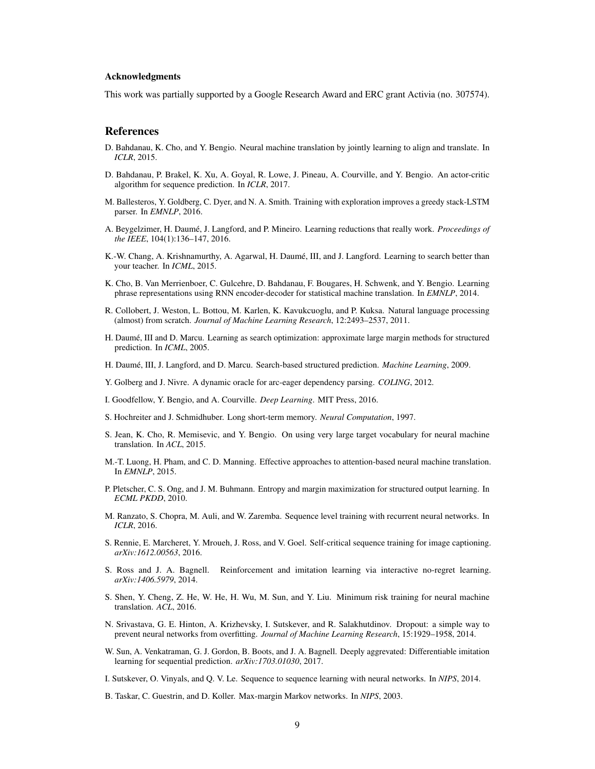#### Acknowledgments

This work was partially supported by a Google Research Award and ERC grant Activia (no. 307574).

## References

D. Bahdanau, K. Cho, and Y. Bengio. Neural machine translation by jointly learning to align and translate. In *ICLR*, 2015.

D. Bahdanau, P. Brakel, K. Xu, A. Goyal, R. Lowe, J. Pineau, A. Courville, and Y. Bengio. An actor-critic algorithm for sequence prediction. In *ICLR*, 2017.

M. Ballesteros, Y. Goldberg, C. Dyer, and N. A. Smith. Training with exploration improves a greedy stack-LSTM parser. In *EMNLP*, 2016.

A. Beygelzimer, H. Daumé, J. Langford, and P. Mineiro. Learning reductions that really work. *Proceedings of the IEEE*, 104(1):136–147, 2016.

K.-W. Chang, A. Krishnamurthy, A. Agarwal, H. Daumé, III, and J. Langford. Learning to search better than your teacher. In *ICML*, 2015.

K. Cho, B. Van Merrienboer, C. Gulcehre, D. Bahdanau, F. Bougares, H. Schwenk, and Y. Bengio. Learning phrase representations using RNN encoder-decoder for statistical machine translation. In *EMNLP*, 2014.

R. Collobert, J. Weston, L. Bottou, M. Karlen, K. Kavukcuoglu, and P. Kuksa. Natural language processing (almost) from scratch. *Journal of Machine Learning Research*, 12:2493–2537, 2011.

H. Daumé, III and D. Marcu. Learning as search optimization: approximate large margin methods for structured prediction. In *ICML*, 2005.

H. Daumé, III, J. Langford, and D. Marcu. Search-based structured prediction. *Machine Learning*, 2009.

Y. Golberg and J. Nivre. A dynamic oracle for arc-eager dependency parsing. *COLING*, 2012.

I. Goodfellow, Y. Bengio, and A. Courville. *Deep Learning*. MIT Press, 2016.

S. Hochreiter and J. Schmidhuber. Long short-term memory. *Neural Computation*, 1997.

S. Jean, K. Cho, R. Memisevic, and Y. Bengio. On using very large target vocabulary for neural machine translation. In *ACL*, 2015.

M.-T. Luong, H. Pham, and C. D. Manning. Effective approaches to attention-based neural machine translation. In *EMNLP*, 2015.

P. Pletscher, C. S. Ong, and J. M. Buhmann. Entropy and margin maximization for structured output learning. In *ECML PKDD*, 2010.

M. Ranzato, S. Chopra, M. Auli, and W. Zaremba. Sequence level training with recurrent neural networks. In *ICLR*, 2016.

S. Rennie, E. Marcheret, Y. Mroueh, J. Ross, and V. Goel. Self-critical sequence training for image captioning. *arXiv:1612.00563*, 2016.

S. Ross and J. A. Bagnell. Reinforcement and imitation learning via interactive no-regret learning. *arXiv:1406.5979*, 2014.

S. Shen, Y. Cheng, Z. He, W. He, H. Wu, M. Sun, and Y. Liu. Minimum risk training for neural machine translation. *ACL*, 2016.

N. Srivastava, G. E. Hinton, A. Krizhevsky, I. Sutskever, and R. Salakhutdinov. Dropout: a simple way to prevent neural networks from overfitting. *Journal of Machine Learning Research*, 15:1929–1958, 2014.

W. Sun, A. Venkatraman, G. J. Gordon, B. Boots, and J. A. Bagnell. Deeply aggrevated: Differentiable imitation learning for sequential prediction. *arXiv:1703.01030*, 2017.

I. Sutskever, O. Vinyals, and Q. V. Le. Sequence to sequence learning with neural networks. In *NIPS*, 2014.

B. Taskar, C. Guestrin, and D. Koller. Max-margin Markov networks. In *NIPS*, 2003.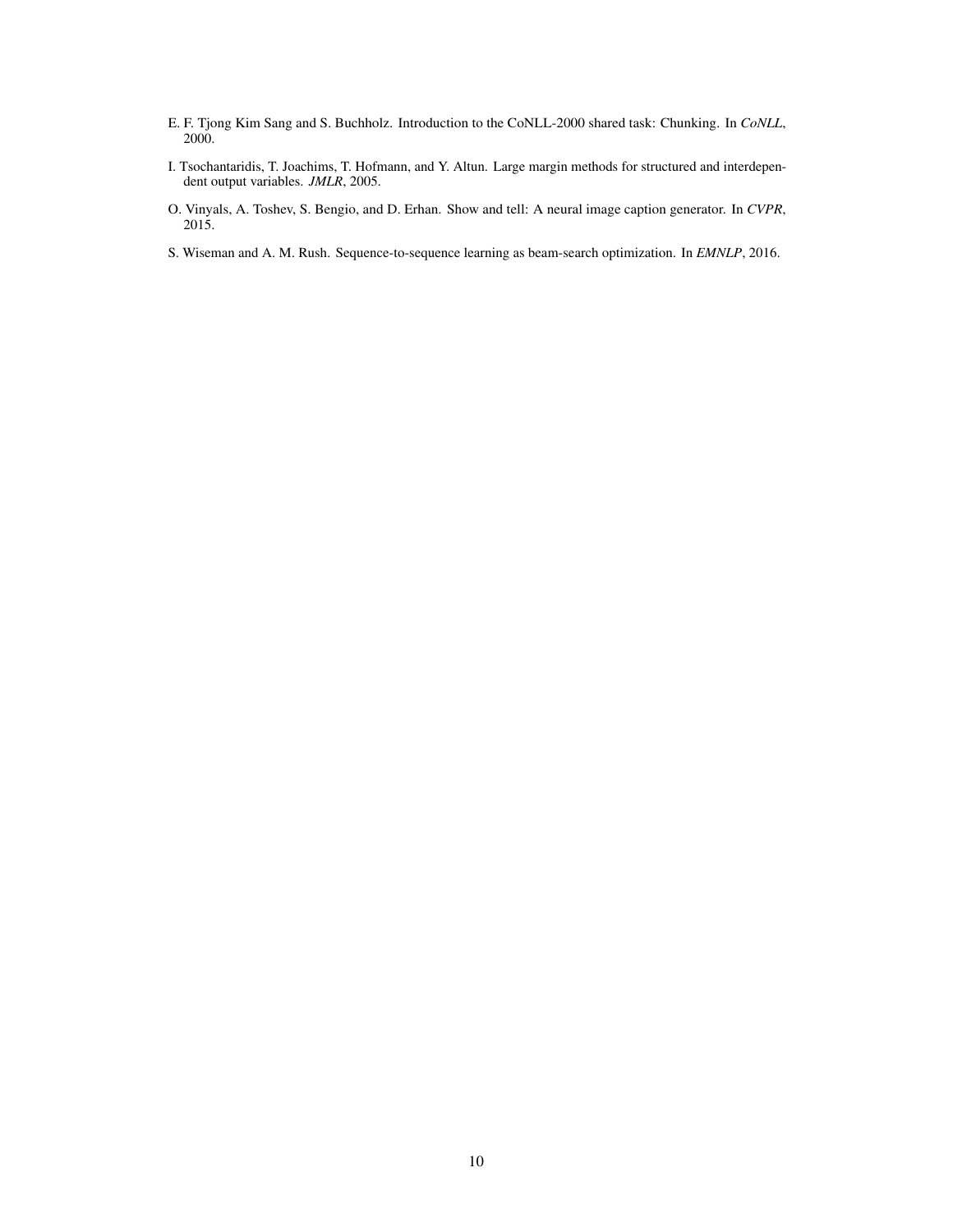E. F. Tjong Kim Sang and S. Buchholz. Introduction to the CoNLL-2000 shared task: Chunking. In *CoNLL*, 2000.

I. Tsochantaridis, T. Joachims, T. Hofmann, and Y. Altun. Large margin methods for structured and interdependent output variables. *JMLR*, 2005.

O. Vinyals, A. Toshev, S. Bengio, and D. Erhan. Show and tell: A neural image caption generator. In *CVPR*, 2015.

S. Wiseman and A. M. Rush. Sequence-to-sequence learning as beam-search optimization. In *EMNLP*, 2016.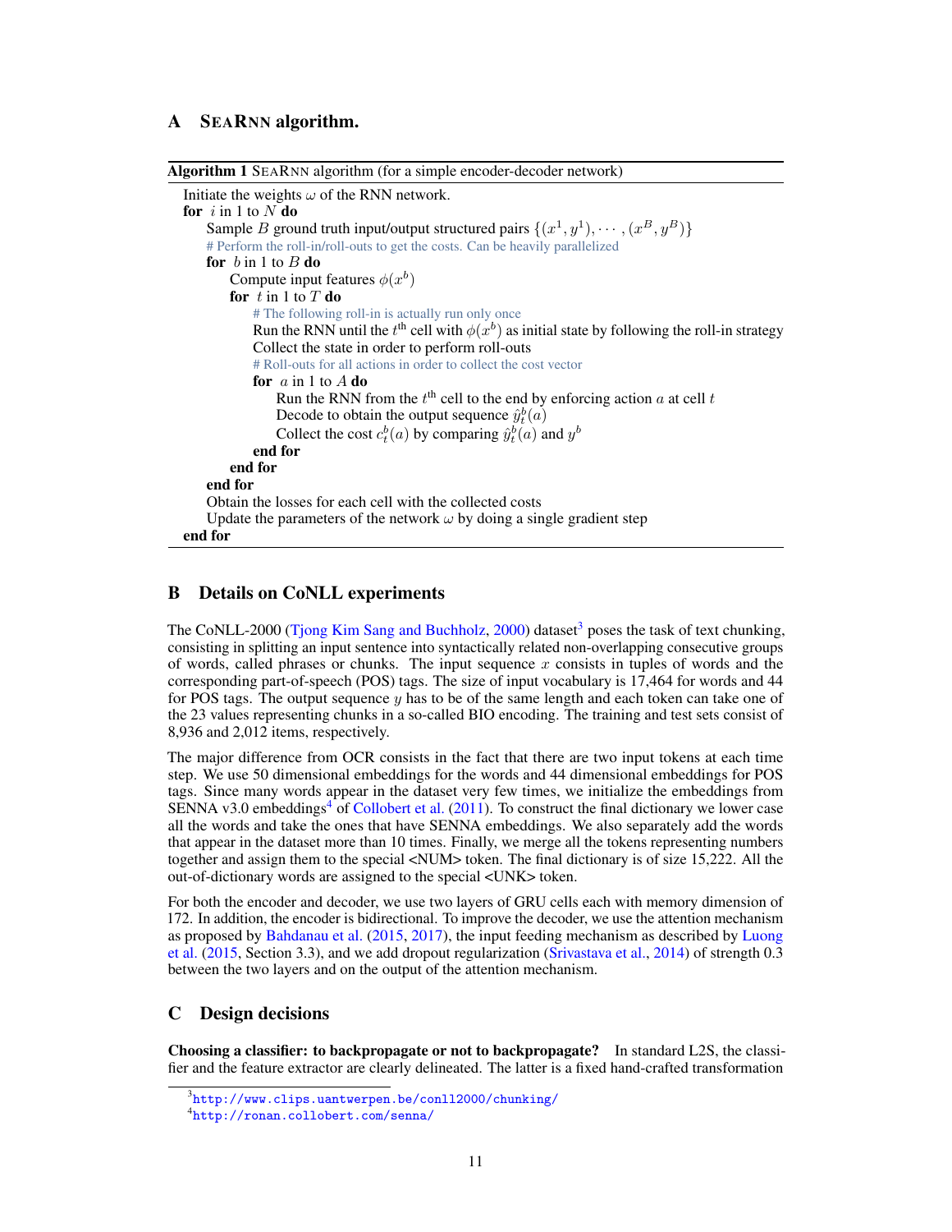## A SEARNN algorithm.

**Algorithm 1** SEARNN algorithm (for a simple encoder-decoder network)

```
Initiate the weights ω of the RNN network.
for i in 1 to N do
    Sample B ground truth input/output structured pairs {(x^1, y^1), ···, (x^B, y^B)}
    # Perform the roll-in/roll-outs to get the costs. Can be heavily parallelized
    for b in 1 to B do
        Compute input features φ(x^b)
        for t in 1 to T do
            # The following roll-in is actually run only once
            Run the RNN until the t^th cell with φ(x^b) as initial state by following the roll-in strategy
            Collect the state in order to perform roll-outs
            # Roll-outs for all actions in order to collect the cost vector
            for a in 1 to A do
                Run the RNN from the t^th cell to the end by enforcing action a at cell t
                Decode to obtain the output sequence ŷ_t^b(a)
                Collect the cost c_t^b(a) by comparing ŷ_t^b(a) and y^b
            end for
        end for
    end for
    Obtain the losses for each cell with the collected costs
    Update the parameters of the network ω by doing a single gradient step
end for
```

## B Details on CoNLL experiments

The CoNLL-2000 (Tjong Kim Sang and Buchholz, 2000) dataset[3] poses the task of text chunking, consisting in splitting an input sentence into syntactically related non-overlapping consecutive groups of words, called phrases or chunks. The input sequence $x$ consists in tuples of words and the corresponding part-of-speech (POS) tags. The size of input vocabulary is 17,464 for words and 44 for POS tags. The output sequence $y$ has to be of the same length and each token can take one of the 23 values representing chunks in a so-called BIO encoding. The training and test sets consist of 8,936 and 2,012 items, respectively.

The major difference from OCR consists in the fact that there are two input tokens at each time step. We use 50 dimensional embeddings for the words and 44 dimensional embeddings for POS tags. Since many words appear in the dataset very few times, we initialize the embeddings from SENNA v3.0 embeddings[4] of Collobert et al. (2011). To construct the final dictionary we lower case all the words and take the ones that have SENNA embeddings. We also separately add the words that appear in the dataset more than 10 times. Finally, we merge all the tokens representing numbers together and assign them to the special <NUM> token. The final dictionary is of size 15,222. All the out-of-dictionary words are assigned to the special <UNK> token.

For both the encoder and decoder, we use two layers of GRU cells each with memory dimension of 172. In addition, the encoder is bidirectional. To improve the decoder, we use the attention mechanism as proposed by Bahdanau et al. (2015, 2017), the input feeding mechanism as described by Luong et al. (2015, Section 3.3), and we add dropout regularization (Srivastava et al., 2014) of strength 0.3 between the two layers and on the output of the attention mechanism.

## C Design decisions

**Choosing a classifier: to backpropagate or not to backpropagate?** In standard L2S, the classifier and the feature extractor are clearly delineated. The latter is a fixed hand-crafted transformation

[3] http://www.clips.uantwerpen.be/conll2000/chunking/

[4] http://ronan.collobert.com/senna/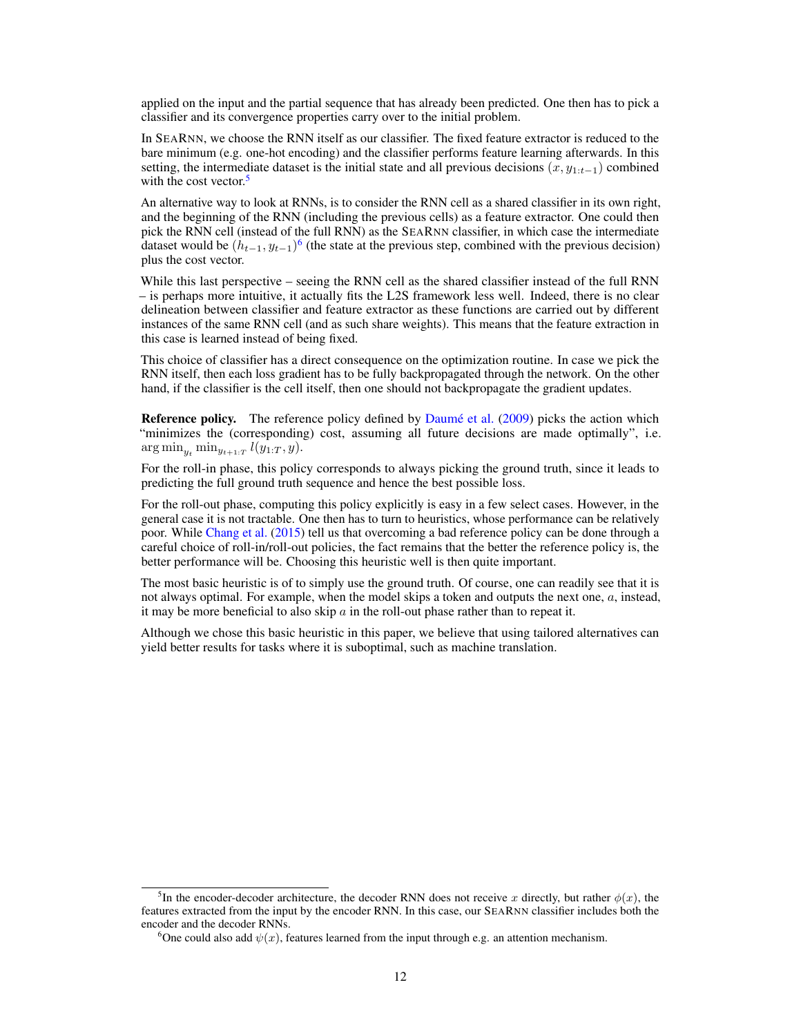applied on the input and the partial sequence that has already been predicted. One then has to pick a classifier and its convergence properties carry over to the initial problem.

In SEARNN, we choose the RNN itself as our classifier. The fixed feature extractor is reduced to the bare minimum (e.g. one-hot encoding) and the classifier performs feature learning afterwards. In this setting, the intermediate dataset is the initial state and all previous decisions $(x, y_{1:t-1})$ combined with the cost vector.[5]

An alternative way to look at RNNs, is to consider the RNN cell as a shared classifier in its own right, and the beginning of the RNN (including the previous cells) as a feature extractor. One could then pick the RNN cell (instead of the full RNN) as the SEARNN classifier, in which case the intermediate dataset would be $(h_{t-1}, y_{t-1})$[6] (the state at the previous step, combined with the previous decision) plus the cost vector.

While this last perspective – seeing the RNN cell as the shared classifier instead of the full RNN – is perhaps more intuitive, it actually fits the L2S framework less well. Indeed, there is no clear delineation between classifier and feature extractor as these functions are carried out by different instances of the same RNN cell (and as such share weights). This means that the feature extraction in this case is learned instead of being fixed.

This choice of classifier has a direct consequence on the optimization routine. In case we pick the RNN itself, then each loss gradient has to be fully backpropagated through the network. On the other hand, if the classifier is the cell itself, then one should not backpropagate the gradient updates.

**Reference policy.** The reference policy defined by Daumé et al. (2009) picks the action which "minimizes the (corresponding) cost, assuming all future decisions are made optimally", i.e. $\arg\min_{y_t} \min_{y_{t+1:T}} l(y_{1:T}, y)$.

For the roll-in phase, this policy corresponds to always picking the ground truth, since it leads to predicting the full ground truth sequence and hence the best possible loss.

For the roll-out phase, computing this policy explicitly is easy in a few select cases. However, in the general case it is not tractable. One then has to turn to heuristics, whose performance can be relatively poor. While Chang et al. (2015) tell us that overcoming a bad reference policy can be done through a careful choice of roll-in/roll-out policies, the fact remains that the better the reference policy is, the better performance will be. Choosing this heuristic well is then quite important.

The most basic heuristic is of to simply use the ground truth. Of course, one can readily see that it is not always optimal. For example, when the model skips a token and outputs the next one, $a$, instead, it may be more beneficial to also skip $a$ in the roll-out phase rather than to repeat it.

Although we chose this basic heuristic in this paper, we believe that using tailored alternatives can yield better results for tasks where it is suboptimal, such as machine translation.

---

[5] In the encoder-decoder architecture, the decoder RNN does not receive $x$ directly, but rather $\phi(x)$, the features extracted from the input by the encoder RNN. In this case, our SEARNN classifier includes both the encoder and the decoder RNNs.

[6] One could also add $\psi(x)$, features learned from the input through e.g. an attention mechanism.